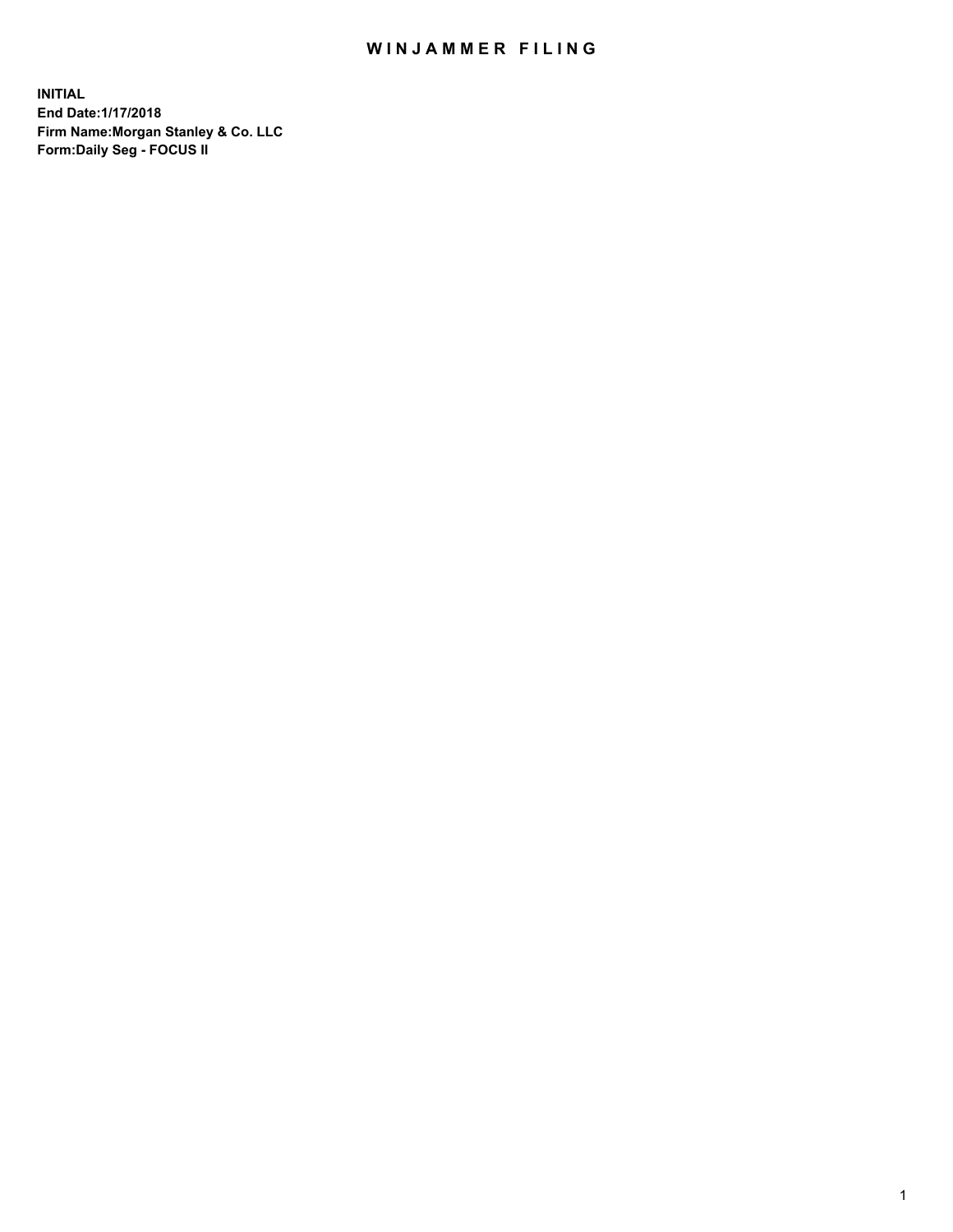# WINJAMMER FILING

**INITIAL**
**End Date:1/17/2018**
**Firm Name:Morgan Stanley & Co. LLC**
**Form:Daily Seg - FOCUS II**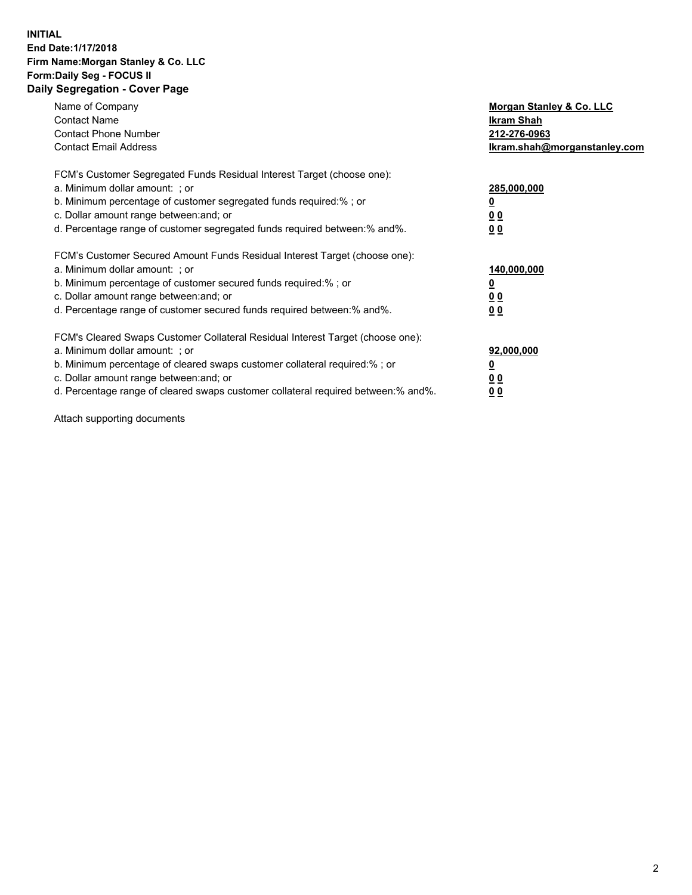**INITIAL**
**End Date:1/17/2018**
**Firm Name:Morgan Stanley & Co. LLC**
**Form:Daily Seg - FOCUS II**
**Daily Segregation - Cover Page**

| | |
|---|---|
| Name of Company | **Morgan Stanley & Co. LLC** |
| Contact Name | **Ikram Shah** |
| Contact Phone Number | **212-276-0963** |
| Contact Email Address | **Ikram.shah@morganstanley.com** |

FCM's Customer Segregated Funds Residual Interest Target (choose one):

| | |
|---|---|
| a. Minimum dollar amount: ; or | **285,000,000** |
| b. Minimum percentage of customer segregated funds required:% ; or | **0** |
| c. Dollar amount range between:and; or | **0 0** |
| d. Percentage range of customer segregated funds required between:% and%. | **0 0** |

FCM's Customer Secured Amount Funds Residual Interest Target (choose one):

| | |
|---|---|
| a. Minimum dollar amount: ; or | **140,000,000** |
| b. Minimum percentage of customer secured funds required:% ; or | **0** |
| c. Dollar amount range between:and; or | **0 0** |
| d. Percentage range of customer secured funds required between:% and%. | **0 0** |

FCM's Cleared Swaps Customer Collateral Residual Interest Target (choose one):

| | |
|---|---|
| a. Minimum dollar amount: ; or | **92,000,000** |
| b. Minimum percentage of cleared swaps customer collateral required:% ; or | **0** |
| c. Dollar amount range between:and; or | **0 0** |
| d. Percentage range of cleared swaps customer collateral required between:% and%. | **0 0** |

Attach supporting documents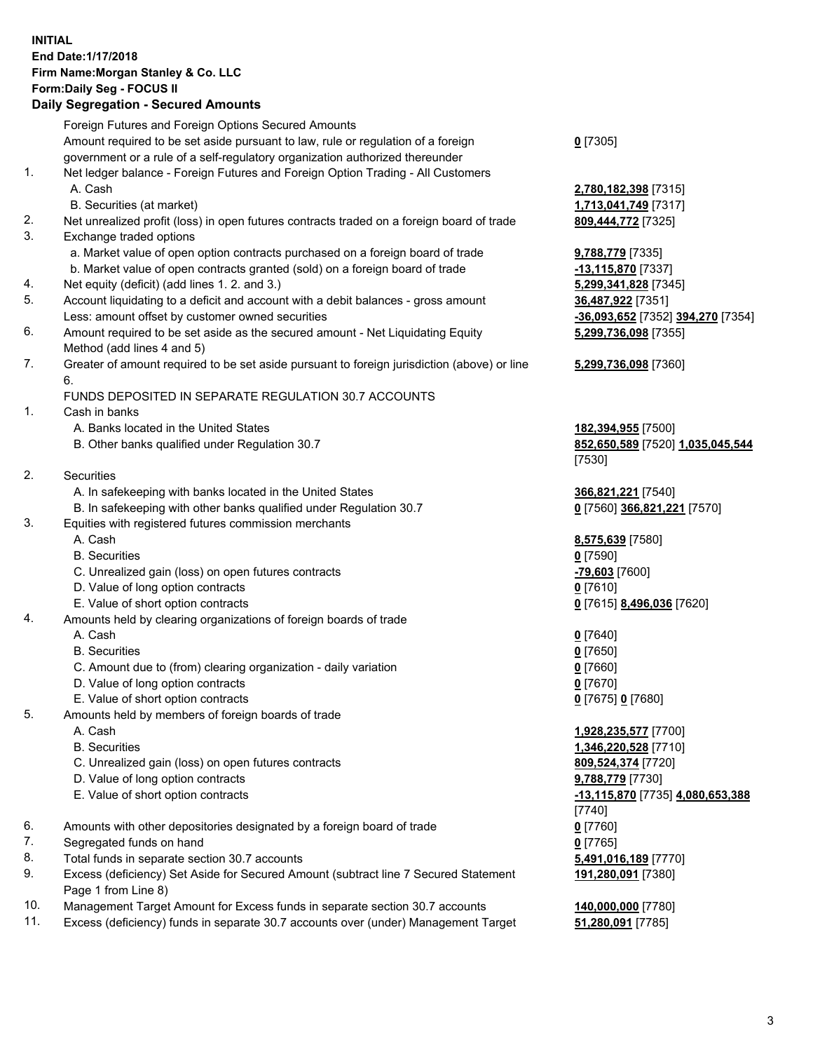**INITIAL**
**End Date:1/17/2018**
**Firm Name:Morgan Stanley & Co. LLC**
**Form:Daily Seg - FOCUS II**
**Daily Segregation - Secured Amounts**

| | | |
|---|---|---|
| | Foreign Futures and Foreign Options Secured Amounts | |
| | Amount required to be set aside pursuant to law, rule or regulation of a foreign government or a rule of a self-regulatory organization authorized thereunder | **0** [7305] |
| 1. | Net ledger balance - Foreign Futures and Foreign Option Trading - All Customers | |
| | A. Cash | **2,780,182,398** [7315] |
| | B. Securities (at market) | **1,713,041,749** [7317] |
| 2. | Net unrealized profit (loss) in open futures contracts traded on a foreign board of trade | **809,444,772** [7325] |
| 3. | Exchange traded options | |
| | a. Market value of open option contracts purchased on a foreign board of trade | **9,788,779** [7335] |
| | b. Market value of open contracts granted (sold) on a foreign board of trade | **-13,115,870** [7337] |
| 4. | Net equity (deficit) (add lines 1. 2. and 3.) | **5,299,341,828** [7345] |
| 5. | Account liquidating to a deficit and account with a debit balances - gross amount | **36,487,922** [7351] |
| | Less: amount offset by customer owned securities | **-36,093,652** [7352] **394,270** [7354] |
| 6. | Amount required to be set aside as the secured amount - Net Liquidating Equity Method (add lines 4 and 5) | **5,299,736,098** [7355] |
| 7. | Greater of amount required to be set aside pursuant to foreign jurisdiction (above) or line 6. | **5,299,736,098** [7360] |
| | FUNDS DEPOSITED IN SEPARATE REGULATION 30.7 ACCOUNTS | |
| 1. | Cash in banks | |
| | A. Banks located in the United States | **182,394,955** [7500] |
| | B. Other banks qualified under Regulation 30.7 | **852,650,589** [7520] **1,035,045,544** [7530] |
| 2. | Securities | |
| | A. In safekeeping with banks located in the United States | **366,821,221** [7540] |
| | B. In safekeeping with other banks qualified under Regulation 30.7 | **0** [7560] **366,821,221** [7570] |
| 3. | Equities with registered futures commission merchants | |
| | A. Cash | **8,575,639** [7580] |
| | B. Securities | **0** [7590] |
| | C. Unrealized gain (loss) on open futures contracts | **-79,603** [7600] |
| | D. Value of long option contracts | **0** [7610] |
| | E. Value of short option contracts | **0** [7615] **8,496,036** [7620] |
| 4. | Amounts held by clearing organizations of foreign boards of trade | |
| | A. Cash | **0** [7640] |
| | B. Securities | **0** [7650] |
| | C. Amount due to (from) clearing organization - daily variation | **0** [7660] |
| | D. Value of long option contracts | **0** [7670] |
| | E. Value of short option contracts | **0** [7675] **0** [7680] |
| 5. | Amounts held by members of foreign boards of trade | |
| | A. Cash | **1,928,235,577** [7700] |
| | B. Securities | **1,346,220,528** [7710] |
| | C. Unrealized gain (loss) on open futures contracts | **809,524,374** [7720] |
| | D. Value of long option contracts | **9,788,779** [7730] |
| | E. Value of short option contracts | **-13,115,870** [7735] **4,080,653,388** [7740] |
| 6. | Amounts with other depositories designated by a foreign board of trade | **0** [7760] |
| 7. | Segregated funds on hand | **0** [7765] |
| 8. | Total funds in separate section 30.7 accounts | **5,491,016,189** [7770] |
| 9. | Excess (deficiency) Set Aside for Secured Amount (subtract line 7 Secured Statement Page 1 from Line 8) | **191,280,091** [7380] |
| 10. | Management Target Amount for Excess funds in separate section 30.7 accounts | **140,000,000** [7780] |
| 11. | Excess (deficiency) funds in separate 30.7 accounts over (under) Management Target | **51,280,091** [7785] |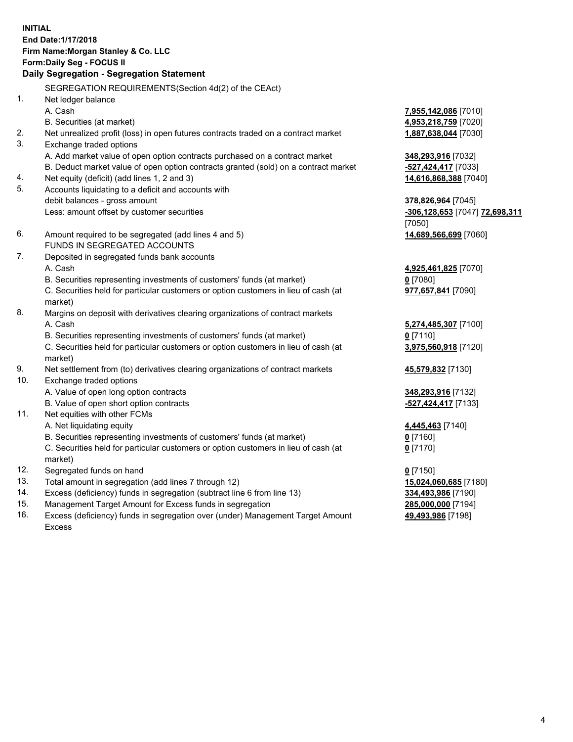**INITIAL**
**End Date:1/17/2018**
**Firm Name:Morgan Stanley & Co. LLC**
**Form:Daily Seg - FOCUS II**

## Daily Segregation - Segregation Statement

SEGREGATION REQUIREMENTS(Section 4d(2) of the CEAct)

| | | |
|---|---|---|
| 1. | Net ledger balance | |
| | A. Cash | **7,955,142,086** [7010] |
| | B. Securities (at market) | **4,953,218,759** [7020] |
| 2. | Net unrealized profit (loss) in open futures contracts traded on a contract market | **1,887,638,044** [7030] |
| 3. | Exchange traded options | |
| | A. Add market value of open option contracts purchased on a contract market | **348,293,916** [7032] |
| | B. Deduct market value of open option contracts granted (sold) on a contract market | **-527,424,417** [7033] |
| 4. | Net equity (deficit) (add lines 1, 2 and 3) | **14,616,868,388** [7040] |
| 5. | Accounts liquidating to a deficit and accounts with debit balances - gross amount | **378,826,964** [7045] |
| | Less: amount offset by customer securities | **-306,128,653** [7047] **72,698,311** [7050] |
| 6. | Amount required to be segregated (add lines 4 and 5) | **14,689,566,699** [7060] |
| | FUNDS IN SEGREGATED ACCOUNTS | |
| 7. | Deposited in segregated funds bank accounts | |
| | A. Cash | **4,925,461,825** [7070] |
| | B. Securities representing investments of customers' funds (at market) | **0** [7080] |
| | C. Securities held for particular customers or option customers in lieu of cash (at market) | **977,657,841** [7090] |
| 8. | Margins on deposit with derivatives clearing organizations of contract markets | |
| | A. Cash | **5,274,485,307** [7100] |
| | B. Securities representing investments of customers' funds (at market) | **0** [7110] |
| | C. Securities held for particular customers or option customers in lieu of cash (at market) | **3,975,560,918** [7120] |
| 9. | Net settlement from (to) derivatives clearing organizations of contract markets | **45,579,832** [7130] |
| 10. | Exchange traded options | |
| | A. Value of open long option contracts | **348,293,916** [7132] |
| | B. Value of open short option contracts | **-527,424,417** [7133] |
| 11. | Net equities with other FCMs | |
| | A. Net liquidating equity | **4,445,463** [7140] |
| | B. Securities representing investments of customers' funds (at market) | **0** [7160] |
| | C. Securities held for particular customers or option customers in lieu of cash (at market) | **0** [7170] |
| 12. | Segregated funds on hand | **0** [7150] |
| 13. | Total amount in segregation (add lines 7 through 12) | **15,024,060,685** [7180] |
| 14. | Excess (deficiency) funds in segregation (subtract line 6 from line 13) | **334,493,986** [7190] |
| 15. | Management Target Amount for Excess funds in segregation | **285,000,000** [7194] |
| 16. | Excess (deficiency) funds in segregation over (under) Management Target Amount Excess | **49,493,986** [7198] |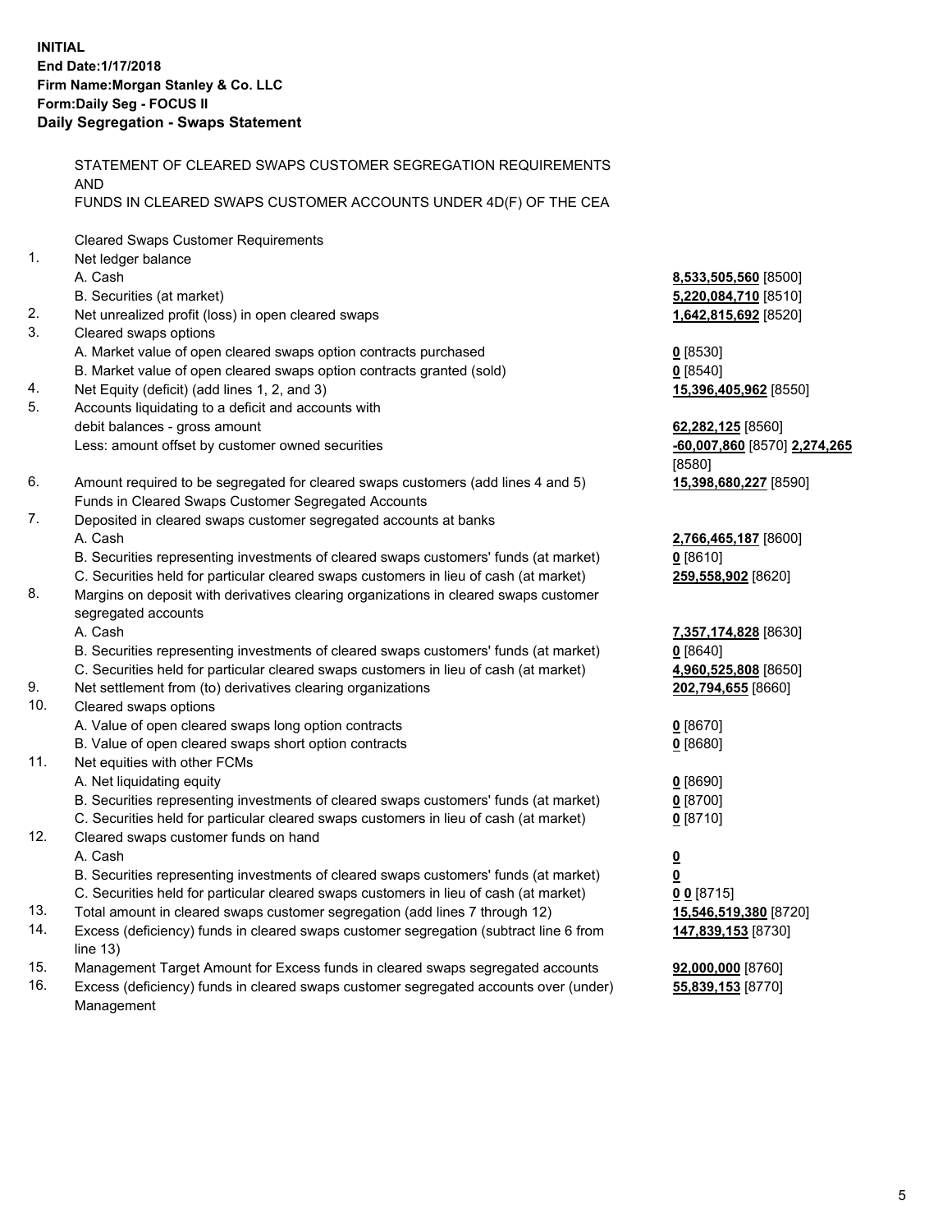**INITIAL**
**End Date:1/17/2018**
**Firm Name:Morgan Stanley & Co. LLC**
**Form:Daily Seg - FOCUS II**
**Daily Segregation - Swaps Statement**

STATEMENT OF CLEARED SWAPS CUSTOMER SEGREGATION REQUIREMENTS AND FUNDS IN CLEARED SWAPS CUSTOMER ACCOUNTS UNDER 4D(F) OF THE CEA

| | | |
|---|---|---|
| | Cleared Swaps Customer Requirements | |
| 1. | Net ledger balance | |
| | A. Cash | **8,533,505,560** [8500] |
| | B. Securities (at market) | **5,220,084,710** [8510] |
| 2. | Net unrealized profit (loss) in open cleared swaps | **1,642,815,692** [8520] |
| 3. | Cleared swaps options | |
| | A. Market value of open cleared swaps option contracts purchased | **0** [8530] |
| | B. Market value of open cleared swaps option contracts granted (sold) | **0** [8540] |
| 4. | Net Equity (deficit) (add lines 1, 2, and 3) | **15,396,405,962** [8550] |
| 5. | Accounts liquidating to a deficit and accounts with debit balances - gross amount | **62,282,125** [8560] |
| | Less: amount offset by customer owned securities | **-60,007,860** [8570] **2,274,265** [8580] |
| 6. | Amount required to be segregated for cleared swaps customers (add lines 4 and 5) | **15,398,680,227** [8590] |
| | Funds in Cleared Swaps Customer Segregated Accounts | |
| 7. | Deposited in cleared swaps customer segregated accounts at banks | |
| | A. Cash | **2,766,465,187** [8600] |
| | B. Securities representing investments of cleared swaps customers' funds (at market) | **0** [8610] |
| | C. Securities held for particular cleared swaps customers in lieu of cash (at market) | **259,558,902** [8620] |
| 8. | Margins on deposit with derivatives clearing organizations in cleared swaps customer segregated accounts | |
| | A. Cash | **7,357,174,828** [8630] |
| | B. Securities representing investments of cleared swaps customers' funds (at market) | **0** [8640] |
| | C. Securities held for particular cleared swaps customers in lieu of cash (at market) | **4,960,525,808** [8650] |
| 9. | Net settlement from (to) derivatives clearing organizations | **202,794,655** [8660] |
| 10. | Cleared swaps options | |
| | A. Value of open cleared swaps long option contracts | **0** [8670] |
| | B. Value of open cleared swaps short option contracts | **0** [8680] |
| 11. | Net equities with other FCMs | |
| | A. Net liquidating equity | **0** [8690] |
| | B. Securities representing investments of cleared swaps customers' funds (at market) | **0** [8700] |
| | C. Securities held for particular cleared swaps customers in lieu of cash (at market) | **0** [8710] |
| 12. | Cleared swaps customer funds on hand | |
| | A. Cash | **0** |
| | B. Securities representing investments of cleared swaps customers' funds (at market) | **0** |
| | C. Securities held for particular cleared swaps customers in lieu of cash (at market) | **0** **0** [8715] |
| 13. | Total amount in cleared swaps customer segregation (add lines 7 through 12) | **15,546,519,380** [8720] |
| 14. | Excess (deficiency) funds in cleared swaps customer segregation (subtract line 6 from line 13) | **147,839,153** [8730] |
| 15. | Management Target Amount for Excess funds in cleared swaps segregated accounts | **92,000,000** [8760] |
| 16. | Excess (deficiency) funds in cleared swaps customer segregated accounts over (under) Management | **55,839,153** [8770] |